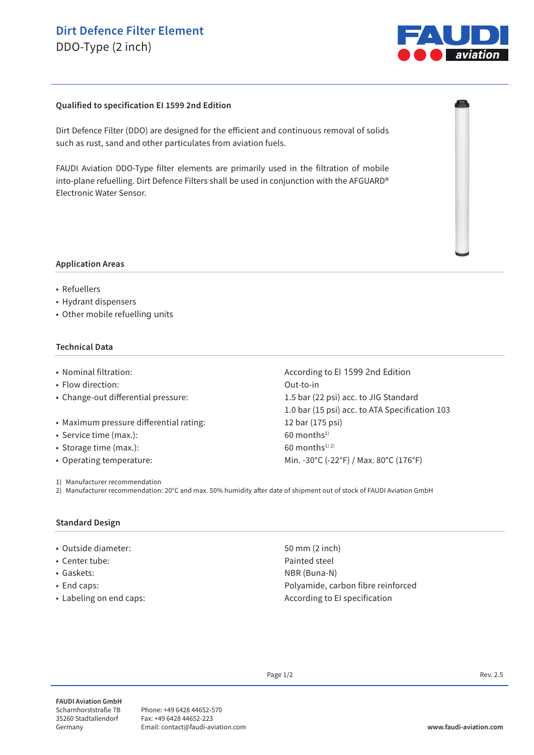# Dirt Defence Filter Element

DDO-Type (2 inch)

**Qualified to specification EI 1599 2nd Edition**

Dirt Defence Filter (DDO) are designed for the efficient and continuous removal of solids such as rust, sand and other particulates from aviation fuels.

FAUDI Aviation DDO-Type filter elements are primarily used in the filtration of mobile into-plane refuelling. Dirt Defence Filters shall be used in conjunction with the AFGUARD® Electronic Water Sensor.

## Application Areas

- Refuellers
- Hydrant dispensers
- Other mobile refuelling units

## Technical Data

| | |
|---|---|
| • Nominal filtration: | According to EI 1599 2nd Edition |
| • Flow direction: | Out-to-in |
| • Change-out differential pressure: | 1.5 bar (22 psi) acc. to JIG Standard<br>1.0 bar (15 psi) acc. to ATA Specification 103 |
| • Maximum pressure differential rating: | 12 bar (175 psi) |
| • Service time (max.): | 60 months[1] |
| • Storage time (max.): | 60 months[1) 2)] |
| • Operating temperature: | Min. -30°C (-22°F) / Max. 80°C (176°F) |

1) Manufacturer recommendation
2) Manufacturer recommendation: 20°C and max. 50% humidity after date of shipment out of stock of FAUDI Aviation GmbH

## Standard Design

| | |
|---|---|
| • Outside diameter: | 50 mm (2 inch) |
| • Center tube: | Painted steel |
| • Gaskets: | NBR (Buna-N) |
| • End caps: | Polyamide, carbon fibre reinforced |
| • Labeling on end caps: | According to EI specification |

Rev. 2.5

**FAUDI Aviation GmbH**
Scharnhorststraße 7B
35260 Stadtallendorf
Germany

Phone: +49 6428 44652-570
Fax: +49 6428 44652-223
Email: contact@faudi-aviation.com

**www.faudi-aviation.com**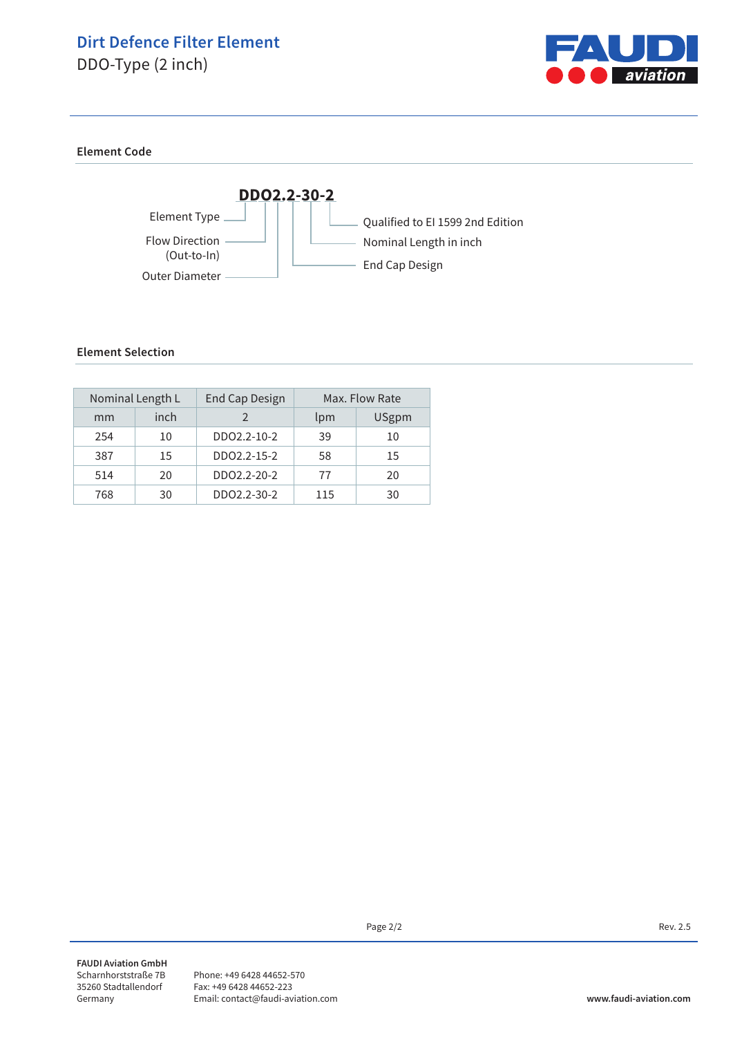# Dirt Defence Filter Element

DDO-Type (2 inch)

## Element Code

**DDO2.2-30-2**

- Element Type
- Flow Direction (Out-to-In)
- Outer Diameter
- Qualified to EI 1599 2nd Edition
- Nominal Length in inch
- End Cap Design

## Element Selection

| Nominal Length L | | End Cap Design | Max. Flow Rate | |
|---|---|---|---|---|
| mm | inch | 2 | lpm | USgpm |
| 254 | 10 | DDO2.2-10-2 | 39 | 10 |
| 387 | 15 | DDO2.2-15-2 | 58 | 15 |
| 514 | 20 | DDO2.2-20-2 | 77 | 20 |
| 768 | 30 | DDO2.2-30-2 | 115 | 30 |

Rev. 2.5

**FAUDI Aviation GmbH**
Scharnhorststraße 7B
35260 Stadtallendorf
Germany

Phone: +49 6428 44652-570
Fax: +49 6428 44652-223
Email: contact@faudi-aviation.com

**www.faudi-aviation.com**